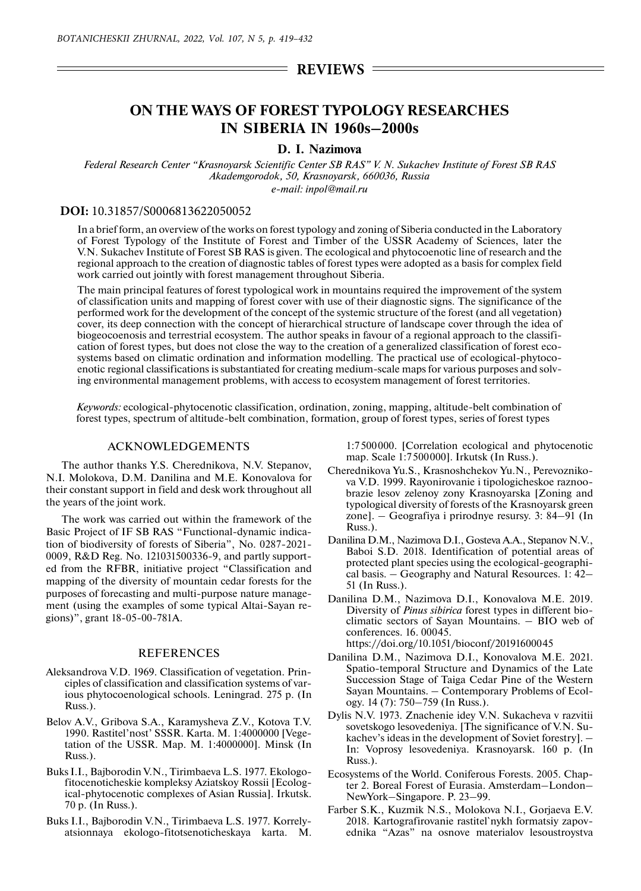## REVIEWS

# ON THE WAYS OF FOREST TYPOLOGY RESEARCHES IN SIBERIA IN 1960s–2000s

**D. I. Nazimova**

*Federal Research Center "Krasnoyarsk Scientific Center SB RAS" V. N. Sukachev Institute of Forest SB RAS Akademgorodok, 50, Krasnoyarsk, 660036, Russia*
*e-mail: inpol@mail.ru*

**DOI:** 10.31857/S0006813622050052

In a brief form, an overview of the works on forest typology and zoning of Siberia conducted in the Laboratory of Forest Typology of the Institute of Forest and Timber of the USSR Academy of Sciences, later the V.N. Sukachev Institute of Forest SB RAS is given. The ecological and phytocoenotic line of research and the regional approach to the creation of diagnostic tables of forest types were adopted as a basis for complex field work carried out jointly with forest management throughout Siberia.

The main principal features of forest typological work in mountains required the improvement of the system of classification units and mapping of forest cover with use of their diagnostic signs. The significance of the performed work for the development of the concept of the systemic structure of the forest (and all vegetation) cover, its deep connection with the concept of hierarchical structure of landscape cover through the idea of biogeocoenosis and terrestrial ecosystem. The author speaks in favour of a regional approach to the classification of forest types, but does not close the way to the creation of a generalized classification of forest ecosystems based on climatic ordination and information modelling. The practical use of ecological-phytocoenotic regional classifications is substantiated for creating medium-scale maps for various purposes and solving environmental management problems, with access to ecosystem management of forest territories.

*Keywords:* ecological-phytocenotic classification, ordination, zoning, mapping, altitude-belt combination of forest types, spectrum of altitude-belt combination, formation, group of forest types, series of forest types

## ACKNOWLEDGEMENTS

The author thanks Y.S. Cherednikova, N.V. Stepanov, N.I. Molokova, D.M. Danilina and M.E. Konovalova for their constant support in field and desk work throughout all the years of the joint work.

The work was carried out within the framework of the Basic Project of IF SB RAS "Functional-dynamic indication of biodiversity of forests of Siberia", No. 0287-2021-0009, R&D Reg. No. 121031500336-9, and partly supported from the RFBR, initiative project "Classification and mapping of the diversity of mountain cedar forests for the purposes of forecasting and multi-purpose nature management (using the examples of some typical Altai-Sayan regions)", grant 18-05-00-781A.

## REFERENCES

Aleksandrova V.D. 1969. Classification of vegetation. Principles of classification and classification systems of various phytocoenological schools. Leningrad. 275 p. (In Russ.).

Belov A.V., Gribova S.A., Karamysheva Z.V., Kotova T.V. 1990. Rastitel'nost' SSSR. Karta. M. 1:4000000 [Vegetation of the USSR. Map. M. 1:4000000]. Minsk (In Russ.).

Buks I.I., Bajborodin V.N., Tirimbaeva L.S. 1977. Ekologo-fitocenoticheskie kompleksy Aziatskoy Rossii [Ecological-phytocenotic complexes of Asian Russia]. Irkutsk. 70 p. (In Russ.).

Buks I.I., Bajborodin V.N., Tirimbaeva L.S. 1977. Korrelyatsionnaya ekologo-fitotsenoticheskaya karta. M. 1:7500000. [Correlation ecological and phytocenotic map. Scale 1:7500000]. Irkutsk (In Russ.).

Cherednikova Yu.S., Krasnoshchekov Yu.N., Perevoznikova V.D. 1999. Rayonirovanie i tipologicheskoe raznoobrazie lesov zelenoy zony Krasnoyarska [Zoning and typological diversity of forests of the Krasnoyarsk green zone]. – Geografiya i prirodnye resursy. 3: 84–91 (In Russ.).

Danilina D.M., Nazimova D.I., Gosteva A.A., Stepanov N.V., Baboi S.D. 2018. Identification of potential areas of protected plant species using the ecological-geographical basis. – Geography and Natural Resources. 1: 42–51 (In Russ.).

Danilina D.M., Nazimova D.I., Konovalova M.E. 2019. Diversity of *Pinus sibirica* forest types in different bioclimatic sectors of Sayan Mountains. – BIO web of conferences. 16. 00045. https://doi.org/10.1051/bioconf/20191600045

Danilina D.M., Nazimova D.I., Konovalova M.E. 2021. Spatio-temporal Structure and Dynamics of the Late Succession Stage of Taiga Cedar Pine of the Western Sayan Mountains. – Contemporary Problems of Ecology. 14 (7): 750–759 (In Russ.).

Dylis N.V. 1973. Znachenie idey V.N. Sukacheva v razvitii sovetskogo lesovedeniya. [The significance of V.N. Sukachev's ideas in the development of Soviet forestry]. – In: Voprosy lesovedeniya. Krasnoyarsk. 160 p. (In Russ.).

Ecosystems of the World. Coniferous Forests. 2005. Chapter 2. Boreal Forest of Eurasia. Amsterdam–London–NewYork–Singapore. P. 23–99.

Farber S.K., Kuzmik N.S., Molokova N.I., Gorjaeva E.V. 2018. Kartografirovanie rastitel`nykh formatsiy zapovednika "Azas" na osnove materialov lesoustroystva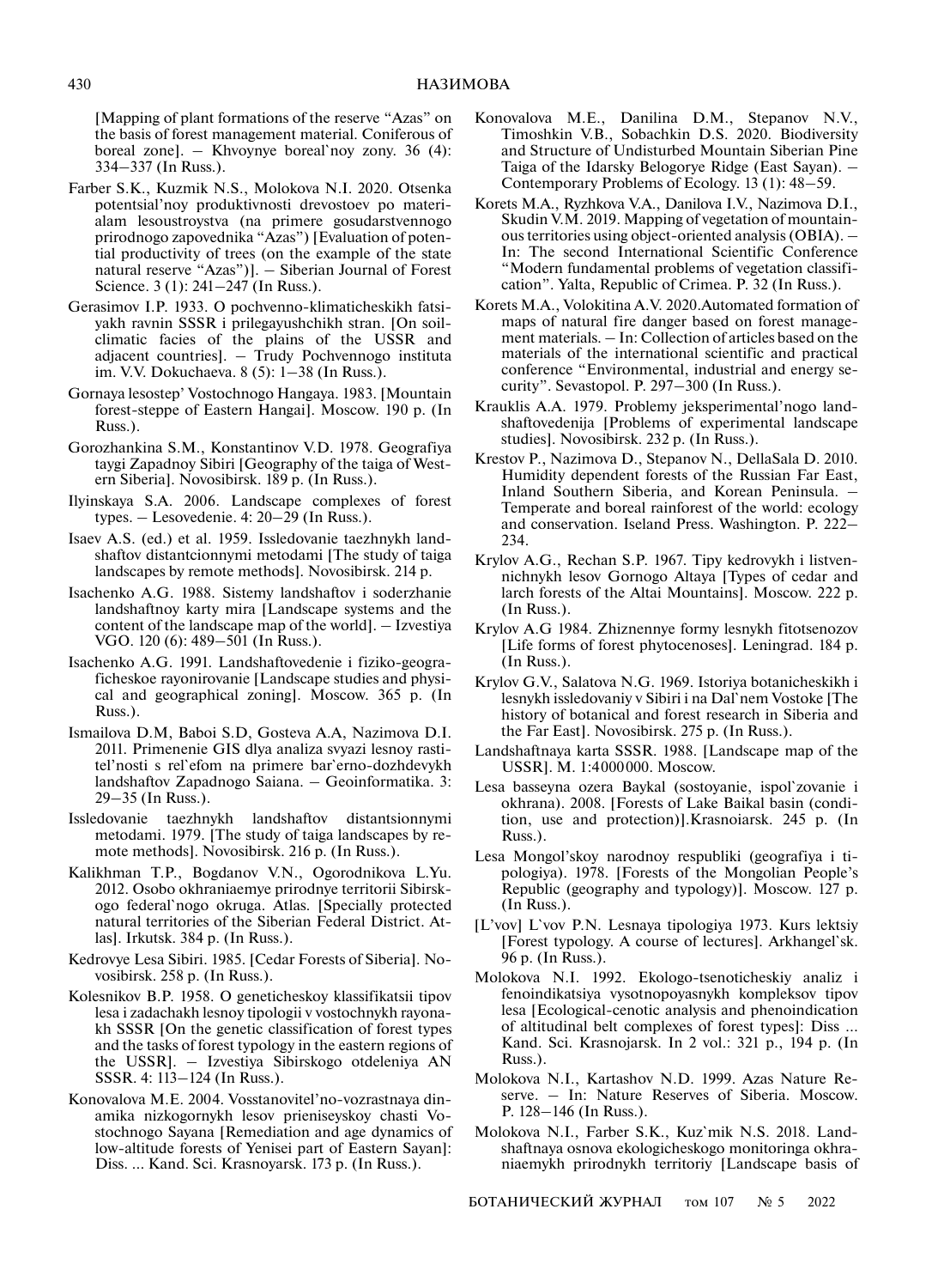[Mapping of plant formations of the reserve "Azas" on the basis of forest management material. Coniferous of boreal zone]. – Khvoynye boreal`noy zony. 36 (4): 334–337 (In Russ.).

Farber S.K., Kuzmik N.S., Molokova N.I. 2020. Otsenka potentsial'noy produktivnosti drevostoev po materialam lesoustroystva (na primere gosudarstvennogo prirodnogo zapovednika "Azas") [Evaluation of potential productivity of trees (on the example of the state natural reserve "Azas")]. – Siberian Journal of Forest Science. 3 (1): 241–247 (In Russ.).

Gerasimov I.P. 1933. O pochvenno-klimaticheskikh fatsiyakh ravnin SSSR i prilegayushchikh stran. [On soil-climatic facies of the plains of the USSR and adjacent countries]. – Trudy Pochvennogo instituta im. V.V. Dokuchaeva. 8 (5): 1–38 (In Russ.).

Gornaya lesostep' Vostochnogo Hangaya. 1983. [Mountain forest-steppe of Eastern Hangai]. Moscow. 190 p. (In Russ.).

Gorozhankina S.M., Konstantinov V.D. 1978. Geografiya taygi Zapadnoy Sibiri [Geography of the taiga of Western Siberia]. Novosibirsk. 189 p. (In Russ.).

Ilyinskaya S.A. 2006. Landscape complexes of forest types. – Lesovedenie. 4: 20–29 (In Russ.).

Isaev A.S. (ed.) et al. 1959. Issledovanie taezhnykh landshaftov distantcionnymi metodami [The study of taiga landscapes by remote methods]. Novosibirsk. 214 p.

Isachenko A.G. 1988. Sistemy landshaftov i soderzhanie landshaftnoy karty mira [Landscape systems and the content of the landscape map of the world]. – Izvestiya VGO. 120 (6): 489–501 (In Russ.).

Isachenko A.G. 1991. Landshaftovedenie i fiziko-geograficheskoe rayonirovanie [Landscape studies and physical and geographical zoning]. Moscow. 365 p. (In Russ.).

Ismailova D.M, Baboi S.D, Gosteva A.A, Nazimova D.I. 2011. Primenenie GIS dlya analiza svyazi lesnoy rastitel'nosti s rel`efom na primere bar`erno-dozhdevykh landshaftov Zapadnogo Saiana. – Geoinformatika. 3: 29–35 (In Russ.).

Issledovanie taezhnykh landshaftov distantsionnymi metodami. 1979. [The study of taiga landscapes by remote methods]. Novosibirsk. 216 p. (In Russ.).

Kalikhman T.P., Bogdanov V.N., Ogorodnikova L.Yu. 2012. Osobo okhraniaemye prirodnye territorii Sibirskogo federal`nogo okruga. Atlas. [Specially protected natural territories of the Siberian Federal District. Atlas]. Irkutsk. 384 p. (In Russ.).

Kedrovye Lesa Sibiri. 1985. [Cedar Forests of Siberia]. Novosibirsk. 258 p. (In Russ.).

Kolesnikov B.P. 1958. O geneticheskoy klassifikatsii tipov lesa i zadachakh lesnoy tipologii v vostochnykh rayonakh SSSR [On the genetic classification of forest types and the tasks of forest typology in the eastern regions of the USSR]. – Izvestiya Sibirskogo otdeleniya AN SSSR. 4: 113–124 (In Russ.).

Konovalova M.E. 2004. Vosstanovitel'no-vozrastnaya dinamika nizkogornykh lesov prieniseyskoy chasti Vostochnogo Sayana [Remediation and age dynamics of low-altitude forests of Yenisei part of Eastern Sayan]: Diss. ... Kand. Sci. Krasnoyarsk. 173 p. (In Russ.).

Konovalova M.E., Danilina D.M., Stepanov N.V., Timoshkin V.B., Sobachkin D.S. 2020. Biodiversity and Structure of Undisturbed Mountain Siberian Pine Taiga of the Idarsky Belogorye Ridge (East Sayan). – Contemporary Problems of Ecology. 13 (1): 48–59.

Korets M.A., Ryzhkova V.A., Danilova I.V., Nazimova D.I., Skudin V.M. 2019. Mapping of vegetation of mountainous territories using object-oriented analysis (OBIA). – In: The second International Scientific Conference "Modern fundamental problems of vegetation classification". Yalta, Republic of Crimea. P. 32 (In Russ.).

Korets M.A., Volokitina A.V. 2020.Automated formation of maps of natural fire danger based on forest management materials. – In: Collection of articles based on the materials of the international scientific and practical conference "Environmental, industrial and energy security". Sevastopol. P. 297–300 (In Russ.).

Krauklis A.A. 1979. Problemy jeksperimental'nogo landshaftovedenija [Problems of experimental landscape studies]. Novosibirsk. 232 p. (In Russ.).

Krestov P., Nazimova D., Stepanov N., DellaSala D. 2010. Humidity dependent forests of the Russian Far East, Inland Southern Siberia, and Korean Peninsula. – Temperate and boreal rainforest of the world: ecology and conservation. Iseland Press. Washington. P. 222–234.

Krylov A.G., Rechan S.P. 1967. Tipy kedrovykh i listvennichnykh lesov Gornogo Altaya [Types of cedar and larch forests of the Altai Mountains]. Moscow. 222 p. (In Russ.).

Krylov A.G 1984. Zhiznennye formy lesnykh fitotsenozov [Life forms of forest phytocenoses]. Leningrad. 184 p. (In Russ.).

Krylov G.V., Salatova N.G. 1969. Istoriya botanicheskikh i lesnykh issledovaniy v Sibiri i na Dal`nem Vostoke [The history of botanical and forest research in Siberia and the Far East]. Novosibirsk. 275 p. (In Russ.).

Landshaftnaya karta SSSR. 1988. [Landscape map of the USSR]. M. 1:4000000. Moscow.

Lesa basseyna ozera Baykal (sostoyanie, ispol`zovanie i okhrana). 2008. [Forests of Lake Baikal basin (condition, use and protection)].Krasnoiarsk. 245 p. (In Russ.).

Lesa Mongol'skoy narodnoy respubliki (geografiya i tipologiya). 1978. [Forests of the Mongolian People's Republic (geography and typology)]. Moscow. 127 p. (In Russ.).

[L'vov] L`vov P.N. Lesnaya tipologiya 1973. Kurs lektsiy [Forest typology. A course of lectures]. Arkhangel`sk. 96 p. (In Russ.).

Molokova N.I. 1992. Ekologo-tsenoticheskiy analiz i fenoindikatsiya vysotnopoyasnykh kompleksov tipov lesa [Ecological-cenotic analysis and phenoindication of altitudinal belt complexes of forest types]: Diss ... Kand. Sci. Krasnojarsk. In 2 vol.: 321 p., 194 p. (In Russ.).

Molokova N.I., Kartashov N.D. 1999. Azas Nature Reserve. – In: Nature Reserves of Siberia. Moscow. P. 128–146 (In Russ.).

Molokova N.I., Farber S.K., Kuz`mik N.S. 2018. Landshaftnaya osnova ekologicheskogo monitoringa okhraniaemykh prirodnykh territoriy [Landscape basis of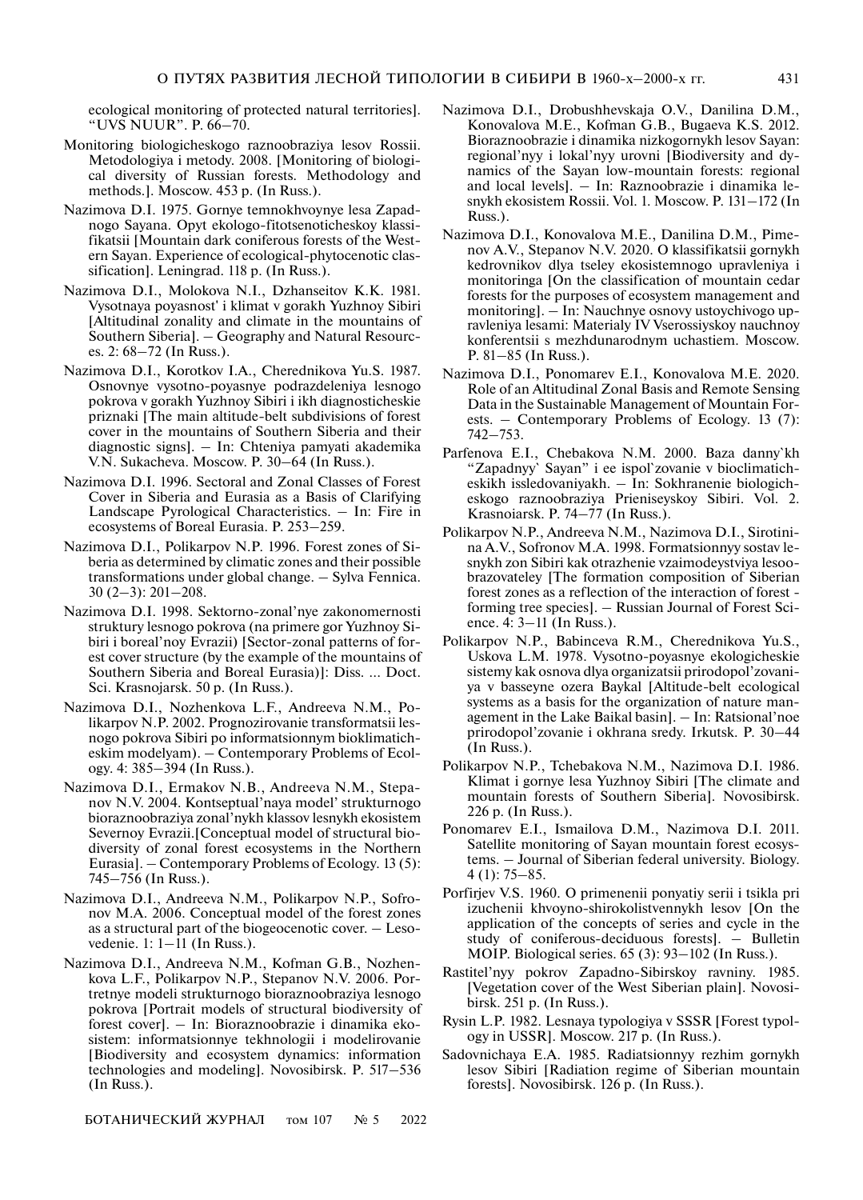ecological monitoring of protected natural territories]. "UVS NUUR". P. 66–70.

Monitoring biologicheskogo raznoobraziya lesov Rossii. Metodologiya i metody. 2008. [Monitoring of biological diversity of Russian forests. Methodology and methods.]. Moscow. 453 p. (In Russ.).

Nazimova D.I. 1975. Gornye temnokhvoynye lesa Zapadnogo Sayana. Opyt ekologo-fitotsenoticheskoy klassifikatsii [Mountain dark coniferous forests of the Western Sayan. Experience of ecological-phytocenotic classification]. Leningrad. 118 p. (In Russ.).

Nazimova D.I., Molokova N.I., Dzhanseitov K.K. 1981. Vysotnaya poyasnost' i klimat v gorakh Yuzhnoy Sibiri [Altitudinal zonality and climate in the mountains of Southern Siberia]. – Geography and Natural Resources. 2: 68–72 (In Russ.).

Nazimova D.I., Korotkov I.A., Cherednikova Yu.S. 1987. Osnovnye vysotno-poyasnye podrazdeleniya lesnogo pokrova v gorakh Yuzhnoy Sibiri i ikh diagnosticheskie priznaki [The main altitude-belt subdivisions of forest cover in the mountains of Southern Siberia and their diagnostic signs]. – In: Chteniya pamyati akademika V.N. Sukacheva. Moscow. P. 30–64 (In Russ.).

Nazimova D.I. 1996. Sectoral and Zonal Classes of Forest Cover in Siberia and Eurasia as a Basis of Clarifying Landscape Pyrological Characteristics. – In: Fire in ecosystems of Boreal Eurasia. P. 253–259.

Nazimova D.I., Polikarpov N.P. 1996. Forest zones of Siberia as determined by climatic zones and their possible transformations under global change. – Sylva Fennica. 30 (2–3): 201–208.

Nazimova D.I. 1998. Sektorno-zonal'nye zakonomernosti struktury lesnogo pokrova (na primere gor Yuzhnoy Sibiri i boreal'noy Evrazii) [Sector-zonal patterns of forest cover structure (by the example of the mountains of Southern Siberia and Boreal Eurasia)]: Diss. ... Doct. Sci. Krasnojarsk. 50 p. (In Russ.).

Nazimova D.I., Nozhenkova L.F., Andreeva N.M., Polikarpov N.P. 2002. Prognozirovanie transformatsii lesnogo pokrova Sibiri po informatsionnym bioklimaticheskim modelyam). – Contemporary Problems of Ecology. 4: 385–394 (In Russ.).

Nazimova D.I., Ermakov N.B., Andreeva N.M., Stepanov N.V. 2004. Kontseptual'naya model' strukturnogo bioraznoobraziya zonal'nykh klassov lesnykh ekosistem Severnoy Evrazii.[Conceptual model of structural biodiversity of zonal forest ecosystems in the Northern Eurasia]. – Contemporary Problems of Ecology. 13 (5): 745–756 (In Russ.).

Nazimova D.I., Andreeva N.M., Polikarpov N.P., Sofronov M.A. 2006. Conceptual model of the forest zones as a structural part of the biogeocenotic cover. – Lesovedenie. 1: 1–11 (In Russ.).

Nazimova D.I., Andreeva N.M., Kofman G.B., Nozhenkova L.F., Polikarpov N.P., Stepanov N.V. 2006. Portretnye modeli strukturnogo bioraznoobraziya lesnogo pokrova [Portrait models of structural biodiversity of forest cover]. – In: Bioraznoobrazie i dinamika ekosistem: informatsionnye tekhnologii i modelirovanie [Biodiversity and ecosystem dynamics: information technologies and modeling]. Novosibirsk. P. 517–536 (In Russ.).

Nazimova D.I., Drobushhevskaja O.V., Danilina D.M., Konovalova M.E., Kofman G.B., Bugaeva K.S. 2012. Bioraznoobrazie i dinamika nizkogornykh lesov Sayan: regional'nyy i lokal'nyy urovni [Biodiversity and dynamics of the Sayan low-mountain forests: regional and local levels]. – In: Raznoobrazie i dinamika lesnykh ekosistem Rossii. Vol. 1. Moscow. P. 131–172 (In Russ.).

Nazimova D.I., Konovalova M.E., Danilina D.M., Pimenov A.V., Stepanov N.V. 2020. O klassifikatsii gornykh kedrovnikov dlya tseley ekosistemnogo upravleniya i monitoringa [On the classification of mountain cedar forests for the purposes of ecosystem management and monitoring]. – In: Nauchnye osnovy ustoychivogo upravleniya lesami: Materialy IV Vserossiyskoy nauchnoy konferentsii s mezhdunarodnym uchastiem. Moscow. P. 81–85 (In Russ.).

Nazimova D.I., Ponomarev E.I., Konovalova M.E. 2020. Role of an Altitudinal Zonal Basis and Remote Sensing Data in the Sustainable Management of Mountain Forests. – Contemporary Problems of Ecology. 13 (7): 742–753.

Parfenova E.I., Chebakova N.M. 2000. Baza danny`kh "Zapadnyy` Sayan" i ee ispol`zovanie v bioclimaticheskikh issledovaniyakh. – In: Sokhranenie biologicheskogo raznoobraziya Prieniseyskoy Sibiri. Vol. 2. Krasnoiarsk. P. 74–77 (In Russ.).

Polikarpov N.P., Andreeva N.M., Nazimova D.I., Sirotinina A.V., Sofronov M.A. 1998. Formatsionnyy sostav lesnykh zon Sibiri kak otrazhenie vzaimodeystviya lesoobrazovateley [The formation composition of Siberian forest zones as a reflection of the interaction of forest - forming tree species]. – Russian Journal of Forest Science. 4: 3–11 (In Russ.).

Polikarpov N.P., Babinceva R.M., Cherednikova Yu.S., Uskova L.M. 1978. Vysotno-poyasnye ekologicheskie sistemy kak osnova dlya organizatsii prirodopol'zovaniya v basseyne ozera Baykal [Altitude-belt ecological systems as a basis for the organization of nature management in the Lake Baikal basin]. – In: Ratsional'noe prirodopol'zovanie i okhrana sredy. Irkutsk. P. 30–44 (In Russ.).

Polikarpov N.P., Tchebakova N.M., Nazimova D.I. 1986. Klimat i gornye lesa Yuzhnoy Sibiri [The climate and mountain forests of Southern Siberia]. Novosibirsk. 226 p. (In Russ.).

Ponomarev E.I., Ismailova D.M., Nazimova D.I. 2011. Satellite monitoring of Sayan mountain forest ecosystems. – Journal of Siberian federal university. Biology. 4 (1): 75–85.

Porfirjev V.S. 1960. O primenenii ponyatiy serii i tsikla pri izuchenii khvoyno-shirokolistvennykh lesov [On the application of the concepts of series and cycle in the study of coniferous-deciduous forests]. – Bulletin MOIP. Biological series. 65 (3): 93–102 (In Russ.).

Rastitel'nyy pokrov Zapadno-Sibirskoy ravniny. 1985. [Vegetation cover of the West Siberian plain]. Novosibirsk. 251 p. (In Russ.).

Rysin L.P. 1982. Lesnaya typologiya v SSSR [Forest typology in USSR]. Moscow. 217 p. (In Russ.).

Sadovnichaya E.A. 1985. Radiatsionnyy rezhim gornykh lesov Sibiri [Radiation regime of Siberian mountain forests]. Novosibirsk. 126 p. (In Russ.).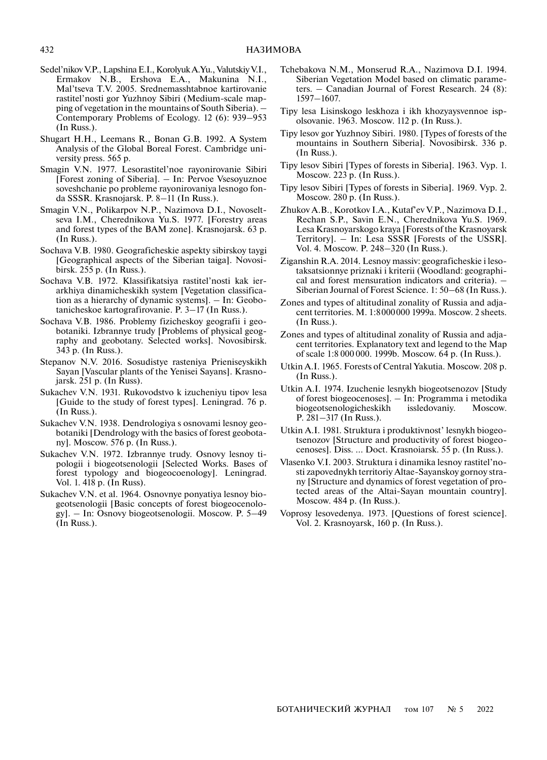Sedel'nikov V.P., Lapshina E.I., Korolyuk A.Yu., Valutskiy V.I., Ermakov N.B., Ershova E.A., Makunina N.I., Mal'tseva T.V. 2005. Srednemasshtabnoe kartirovanie rastitel'nosti gor Yuzhnoy Sibiri (Medium-scale mapping of vegetation in the mountains of South Siberia). – Contemporary Problems of Ecology. 12 (6): 939–953 (In Russ.).

Shugart H.H., Leemans R., Bonan G.B. 1992. A System Analysis of the Global Boreal Forest. Cambridge university press. 565 p.

Smagin V.N. 1977. Lesorastitel'noe rayonirovanie Sibiri [Forest zoning of Siberia]. – In: Pervoe Vsesoyuznoe soveshchanie po probleme rayonirovaniya lesnogo fonda SSSR. Krasnojarsk. P. 8–11 (In Russ.).

Smagin V.N., Polikarpov N.P., Nazimova D.I., Novoseltseva I.M., Cherednikova Yu.S. 1977. [Forestry areas and forest types of the BAM zone]. Krasnojarsk. 63 p. (In Russ.).

Sochava V.B. 1980. Geograficheskie aspekty sibirskoy taygi [Geographical aspects of the Siberian taiga]. Novosibirsk. 255 p. (In Russ.).

Sochava V.B. 1972. Klassifikatsiya rastitel'nosti kak ierarkhiya dinamicheskikh system [Vegetation classification as a hierarchy of dynamic systems]. – In: Geobotanicheskoe kartografirovanie. P. 3–17 (In Russ.).

Sochava V.B. 1986. Problemy fizicheskoy geografii i geobotaniki. Izbrannye trudy [Problems of physical geography and geobotany. Selected works]. Novosibirsk. 343 p. (In Russ.).

Stepanov N.V. 2016. Sosudistye rasteniya Prieniseyskikh Sayan [Vascular plants of the Yenisei Sayans]. Krasnojarsk. 251 p. (In Russ).

Sukachev V.N. 1931. Rukovodstvo k izucheniyu tipov lesa [Guide to the study of forest types]. Leningrad. 76 p. (In Russ.).

Sukachev V.N. 1938. Dendrologiya s osnovami lesnoy geobotaniki [Dendrology with the basics of forest geobotany]. Moscow. 576 p. (In Russ.).

Sukachev V.N. 1972. Izbrannye trudy. Osnovy lesnoy tipologii i biogeotsenologii [Selected Works. Bases of forest typology and biogeocoenology]. Leningrad. Vol. 1. 418 p. (In Russ).

Sukachev V.N. et al. 1964. Osnovnye ponyatiya lesnoy biogeotsenologii [Basic concepts of forest biogeocenology]. – In: Osnovy biogeotsenologii. Moscow. P. 5–49 (In Russ.).

Tchebakova N.M., Monserud R.A., Nazimova D.I. 1994. Siberian Vegetation Model based on climatic parameters. – Canadian Journal of Forest Research. 24 (8): 1597–1607.

Tipy lesa Lisinskogo leskhoza i ikh khozyaysvennoe ispolsovanie. 1963. Moscow. 112 p. (In Russ.).

Tipy lesov gor Yuzhnoy Sibiri. 1980. [Types of forests of the mountains in Southern Siberia]. Novosibirsk. 336 p. (In Russ.).

Tipy lesov Sibiri [Types of forests in Siberia]. 1963. Vyp. 1. Moscow. 223 p. (In Russ.).

Tipy lesov Sibiri [Types of forests in Siberia]. 1969. Vyp. 2. Moscow. 280 p. (In Russ.).

Zhukov A.B., Korotkov I.A., Kutaf'ev V.P., Nazimova D.I., Rechan S.P., Savin E.N., Cherednikova Yu.S. 1969. Lesa Krasnoyarskogo kraya [Forests of the Krasnoyarsk Territory]. – In: Lesa SSSR [Forests of the USSR]. Vol. 4. Moscow. P. 248–320 (In Russ.).

Ziganshin R.A. 2014. Lesnoy massiv: geograficheskie i lesotaksatsionnye priznaki i kriterii (Woodland: geographical and forest mensuration indicators and criteria). – Siberian Journal of Forest Science. 1: 50–68 (In Russ.).

Zones and types of altitudinal zonality of Russia and adjacent territories. M. 1:8000000 1999a. Moscow. 2 sheets. (In Russ.).

Zones and types of altitudinal zonality of Russia and adjacent territories. Explanatory text and legend to the Map of scale 1:8 000 000. 1999b. Moscow. 64 p. (In Russ.).

Utkin A.I. 1965. Forests of Central Yakutia. Moscow. 208 p. (In Russ.).

Utkin A.I. 1974. Izuchenie lesnykh biogeotsenozov [Study of forest biogeocenoses]. – In: Programma i metodika biogeotsenologicheskikh issledovaniy. Moscow. P. 281–317 (In Russ.).

Utkin A.I. 1981. Struktura i produktivnost' lesnykh biogeotsenozov [Structure and productivity of forest biogeocenoses]. Diss. ... Doct. Krasnoiarsk. 55 p. (In Russ.).

Vlasenko V.I. 2003. Struktura i dinamika lesnoy rastitel'nosti zapovednykh territoriy Altae-Sayanskoy gornoy strany [Structure and dynamics of forest vegetation of protected areas of the Altai-Sayan mountain country]. Moscow. 484 p. (In Russ.).

Voprosy lesovedenya. 1973. [Questions of forest science]. Vol. 2. Krasnoyarsk, 160 p. (In Russ.).